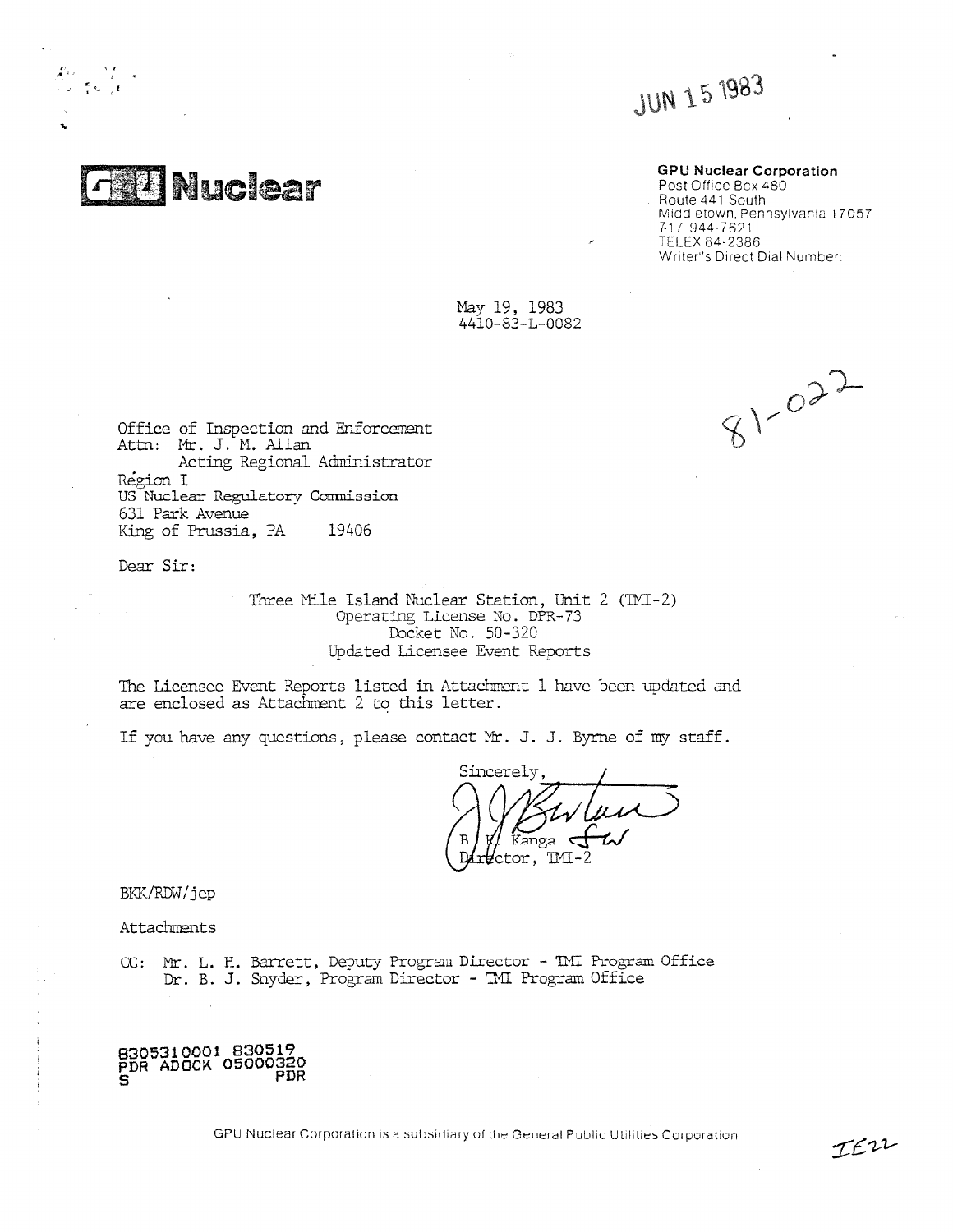JUN 15 1983

**GPU Nuclear**

**GPU Nuclear Corporation**
Post Office Box 480
Route 441 South
Middletown, Pennsylvania 17057
717 944-7621
TELEX 84-2386
Writer's Direct Dial Number:

May 19, 1983
4410-83-L-0082

81-022

Office of Inspection and Enforcement
Attn: Mr. J. M. Allan
Acting Regional Administrator
Region I
US Nuclear Regulatory Commission
631 Park Avenue
King of Prussia, PA 19406

Dear Sir:

Three Mile Island Nuclear Station, Unit 2 (TMI-2)
Operating License No. DPR-73
Docket No. 50-320
Updated Licensee Event Reports

The Licensee Event Reports listed in Attachment 1 have been updated and are enclosed as Attachment 2 to this letter.

If you have any questions, please contact Mr. J. J. Byrne of my staff.

Sincerely,

B. K. Kanga
Director, TMI-2

BKK/RDW/jep

Attachments

CC: Mr. L. H. Barrett, Deputy Program Director - TMI Program Office
Dr. B. J. Snyder, Program Director - TMI Program Office

8305310001 830519
PDR ADOCK 05000320
S PDR

GPU Nuclear Corporation is a subsidiary of the General Public Utilities Corporation

IE22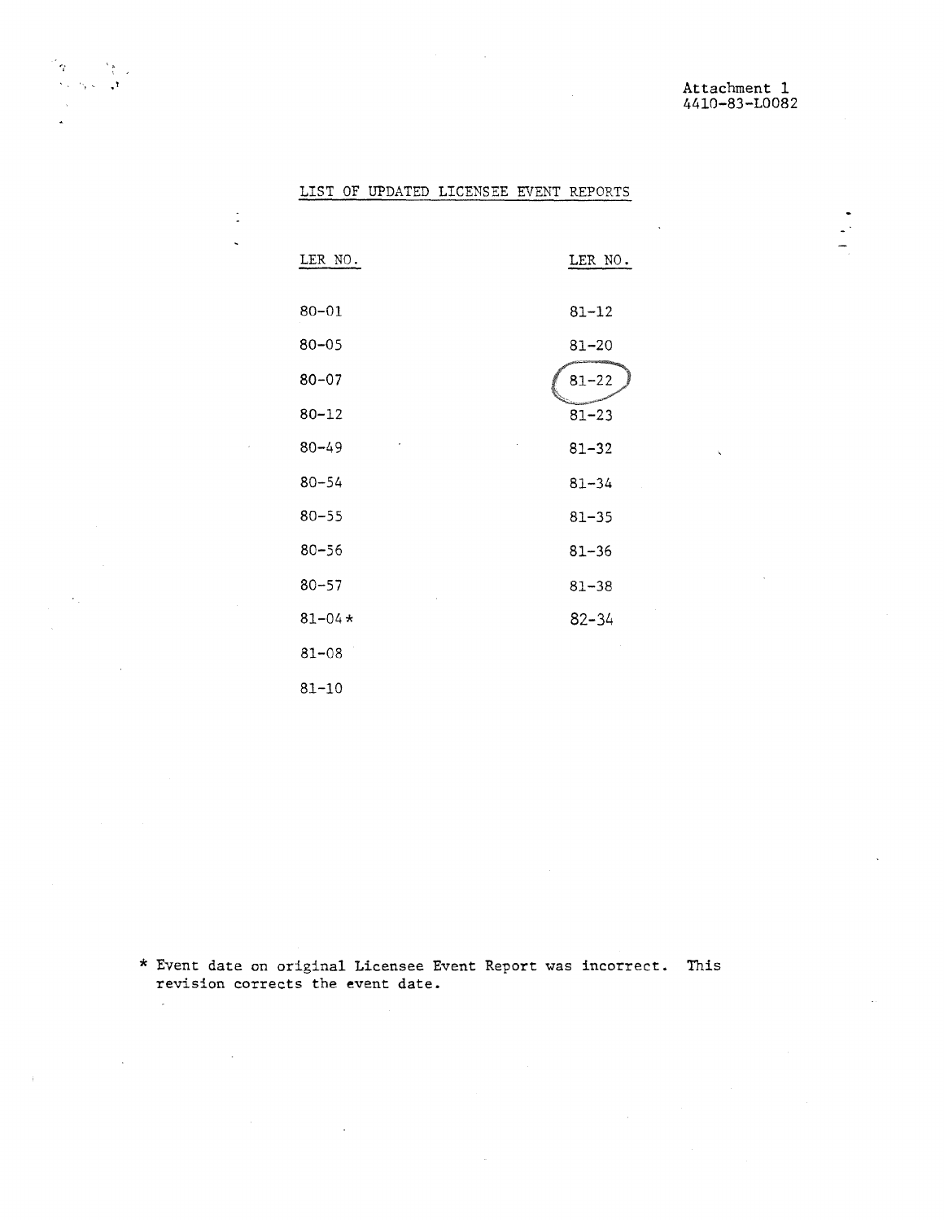Attachment 1
4410-83-L0082

## LIST OF UPDATED LICENSEE EVENT REPORTS

| LER NO. | LER NO. |
|---|---|
| 80-01 | 81-12 |
| 80-05 | 81-20 |
| 80-07 | 81-22 |
| 80-12 | 81-23 |
| 80-49 | 81-32 |
| 80-54 | 81-34 |
| 80-55 | 81-35 |
| 80-56 | 81-36 |
| 80-57 | 81-38 |
| 81-04* | 82-34 |
| 81-08 | |
| 81-10 | |

\* Event date on original Licensee Event Report was incorrect. This revision corrects the event date.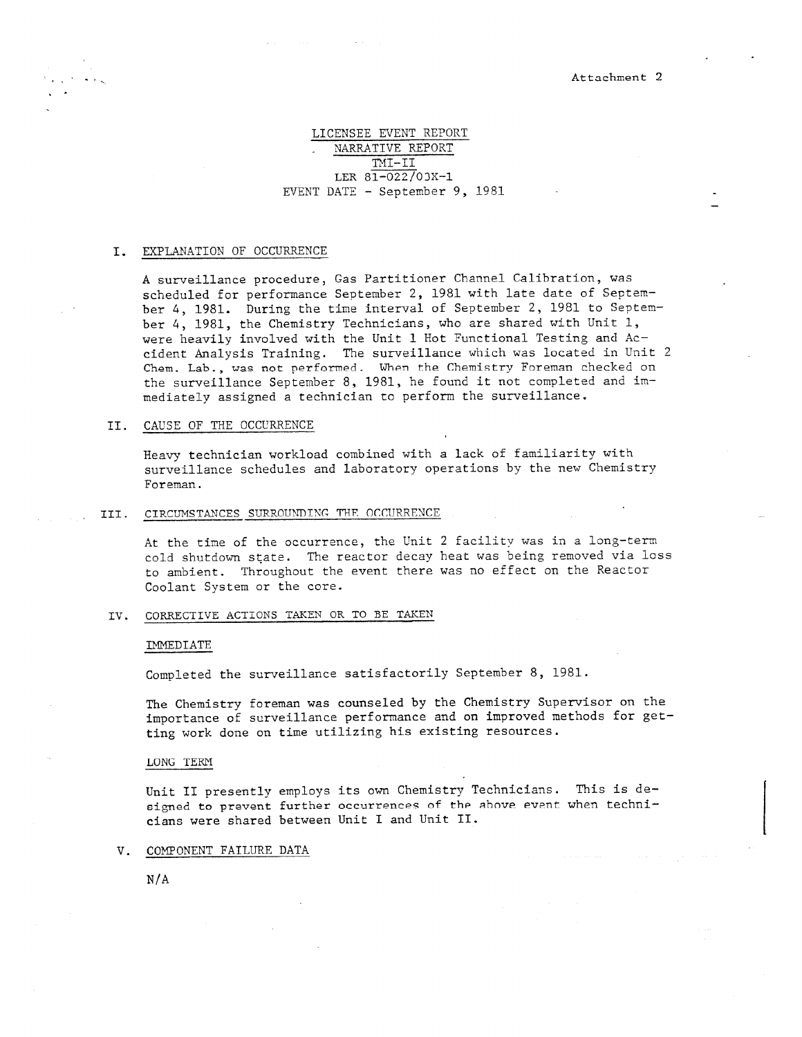Attachment 2

# LICENSEE EVENT REPORT
## NARRATIVE REPORT
## TMI-II
## LER 81-022/03X-1
## EVENT DATE - September 9, 1981

## I. EXPLANATION OF OCCURRENCE

A surveillance procedure, Gas Partitioner Channel Calibration, was scheduled for performance September 2, 1981 with late date of September 4, 1981. During the time interval of September 2, 1981 to September 4, 1981, the Chemistry Technicians, who are shared with Unit 1, were heavily involved with the Unit 1 Hot Functional Testing and Accident Analysis Training. The surveillance which was located in Unit 2 Chem. Lab., was not performed. When the Chemistry Foreman checked on the surveillance September 8, 1981, he found it not completed and immediately assigned a technician to perform the surveillance.

## II. CAUSE OF THE OCCURRENCE

Heavy technician workload combined with a lack of familiarity with surveillance schedules and laboratory operations by the new Chemistry Foreman.

## III. CIRCUMSTANCES SURROUNDING THE OCCURRENCE

At the time of the occurrence, the Unit 2 facility was in a long-term cold shutdown state. The reactor decay heat was being removed via loss to ambient. Throughout the event there was no effect on the Reactor Coolant System or the core.

## IV. CORRECTIVE ACTIONS TAKEN OR TO BE TAKEN

### IMMEDIATE

Completed the surveillance satisfactorily September 8, 1981.

The Chemistry foreman was counseled by the Chemistry Supervisor on the importance of surveillance performance and on improved methods for getting work done on time utilizing his existing resources.

### LONG TERM

Unit II presently employs its own Chemistry Technicians. This is designed to prevent further occurrences of the above event when technicians were shared between Unit I and Unit II.

## V. COMPONENT FAILURE DATA

N/A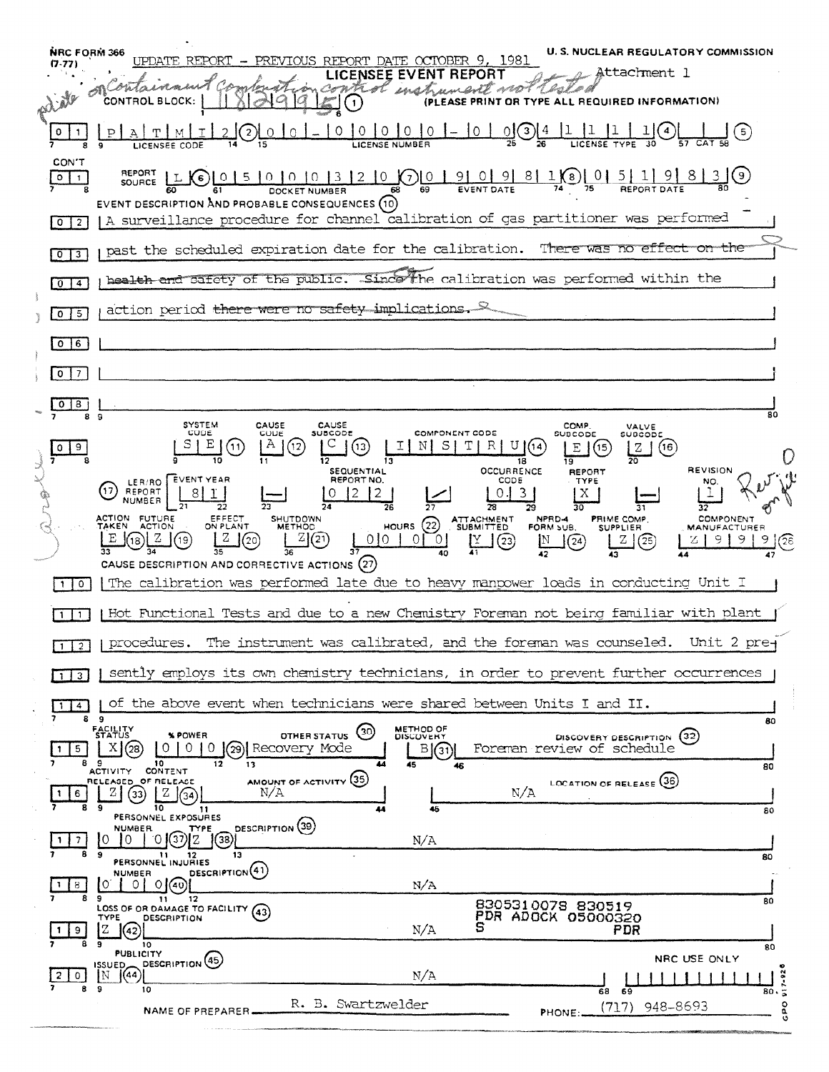NRC FORM 366 (7-77)

UPDATE REPORT - PREVIOUS REPORT DATE OCTOBER 9, 1981

U. S. NUCLEAR REGULATORY COMMISSION

# LICENSEE EVENT REPORT

Attachment 1

*update on Containment combustion control instrument not tested*

CONTROL BLOCK: | 1 | 8 | 2 | 9 | 9 | 5 | (1) (PLEASE PRINT OR TYPE ALL REQUIRED INFORMATION)

| 0 | 1 | P A T M I 2 (2) 0 0 - 0 0 0 0 0 - 0 0 (3) 4 1 1 1 1 (4) | | (5)

LICENSEE CODE — LICENSE NUMBER — LICENSE TYPE — CAT

CON'T | 0 | 1 | REPORT SOURCE L (6) 0 5 0 0 0 3 2 0 (7) 0 9 0 9 8 1 (8) 0 5 1 9 8 3 (9)

DOCKET NUMBER — EVENT DATE — REPORT DATE

EVENT DESCRIPTION AND PROBABLE CONSEQUENCES (10)

| 0 | 2 | A surveillance procedure for channel calibration of gas partitioner was performed
| 0 | 3 | past the scheduled expiration date for the calibration. ~~There was no effect on the~~
| 0 | 4 | ~~health and safety of the public.~~ ~~Since~~ The calibration was performed within the
| 0 | 5 | action period ~~there were no safety implications.~~

| SYSTEM CODE | CAUSE CODE | CAUSE SUBCODE | COMPONENT CODE | COMP. SUBCODE | VALVE SUBCODE |
|---|---|---|---|---|---|
| S E (11) | A (12) | C (13) | I N S T R U (14) | E (15) | Z (16) |

| LER/RO REPORT NUMBER (17) | EVENT YEAR | | SEQUENTIAL REPORT NO. | | OCCURRENCE CODE | REPORT TYPE | | REVISION NO. |
|---|---|---|---|---|---|---|---|---|
| | 8 1 | — | 0 2 2 | / | 0 3 | X | — | 1 |

*Rev. on file*

| ACTION TAKEN | FUTURE ACTION | EFFECT ON PLANT | SHUTDOWN METHOD | HOURS (22) | ATTACHMENT SUBMITTED | NPRD-4 FORM SUB. | PRIME COMP. SUPPLIER | COMPONENT MANUFACTURER |
|---|---|---|---|---|---|---|---|---|
| E (18) | Z (19) | Z (20) | Z (21) | 0 0 0 0 | Y (23) | N (24) | Z (25) | Z 9 9 9 (26) |

CAUSE DESCRIPTION AND CORRECTIVE ACTIONS (27)

| 1 | 0 | The calibration was performed late due to heavy manpower loads in conducting Unit I
| 1 | 1 | Hot Functional Tests and due to a new Chemistry Foreman not being familiar with plant
| 1 | 2 | procedures. The instrument was calibrated, and the foreman was counseled. Unit 2 pre-
| 1 | 3 | sently employs its own chemistry technicians, in order to prevent further occurrences
| 1 | 4 | of the above event when technicians were shared between Units I and II.

| FACILITY STATUS | % POWER | OTHER STATUS (30) | METHOD OF DISCOVERY | DISCOVERY DESCRIPTION (32) |
|---|---|---|---|---|
| X (28) | 0 0 0 (29) | Recovery Mode | B (31) | Foreman review of schedule |

| ACTIVITY RELEASED | CONTENT OF RELEASE | AMOUNT OF ACTIVITY (35) | LOCATION OF RELEASE (36) |
|---|---|---|---|
| Z (33) | Z (34) | N/A | N/A |

PERSONNEL EXPOSURES

| NUMBER | TYPE | DESCRIPTION (39) |
|---|---|---|
| 0 0 0 (37) | Z (38) | N/A |

PERSONNEL INJURIES

| NUMBER | DESCRIPTION (41) |
|---|---|
| 0 0 0 (40) | N/A |

LOSS OF OR DAMAGE TO FACILITY (43)

| TYPE | DESCRIPTION |
|---|---|
| Z (42) | N/A |

8305310078 830519
PDR ADOCK 05000320
S PDR

PUBLICITY

| ISSUED | DESCRIPTION (45) |
|---|---|
| N (44) | N/A |

NRC USE ONLY

NAME OF PREPARER: R. B. Swartzwelder PHONE: (717) 948-8693